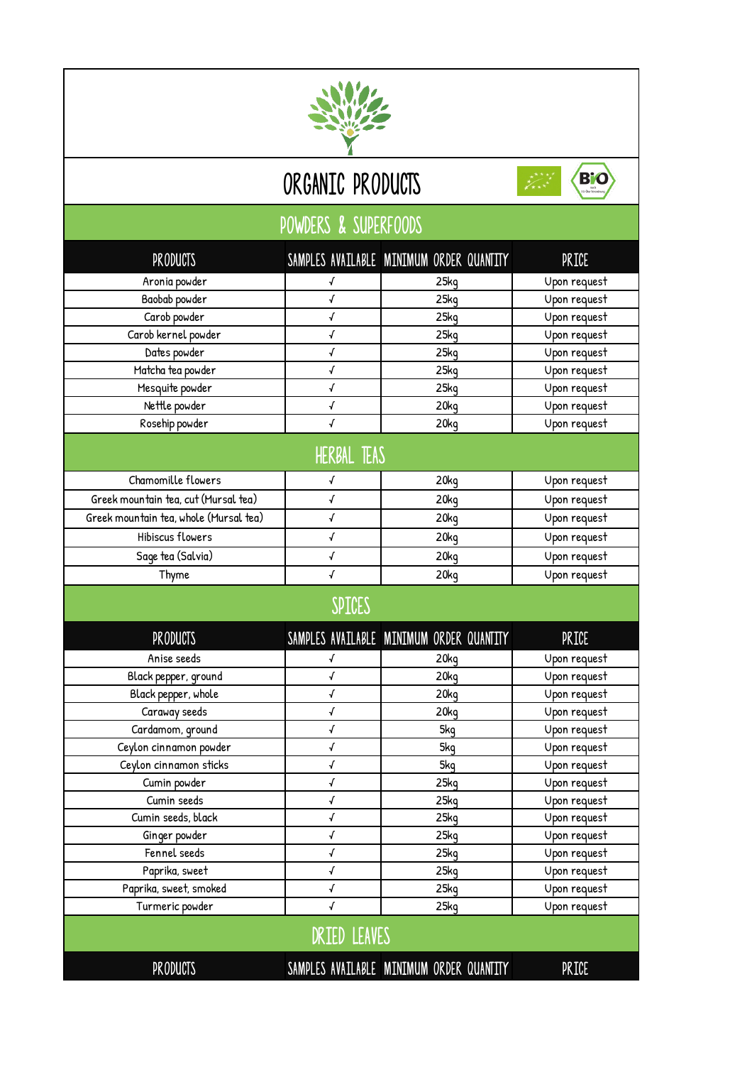# ORGANIC PRODUCTS

## POWDERS & SUPERFOODS

| PRODUCTS | SAMPLES AVAILABLE | MINIMUM ORDER QUANTITY | PRICE |
|---|---|---|---|
| Aronia powder | √ | 25kg | Upon request |
| Baobab powder | √ | 25kg | Upon request |
| Carob powder | √ | 25kg | Upon request |
| Carob kernel powder | √ | 25kg | Upon request |
| Dates powder | √ | 25kg | Upon request |
| Matcha tea powder | √ | 25kg | Upon request |
| Mesquite powder | √ | 25kg | Upon request |
| Nettle powder | √ | 20kg | Upon request |
| Rosehip powder | √ | 20kg | Upon request |

## HERBAL TEAS

| PRODUCTS | SAMPLES AVAILABLE | MINIMUM ORDER QUANTITY | PRICE |
|---|---|---|---|
| Chamomille flowers | √ | 20kg | Upon request |
| Greek mountain tea, cut (Mursal tea) | √ | 20kg | Upon request |
| Greek mountain tea, whole (Mursal tea) | √ | 20kg | Upon request |
| Hibiscus flowers | √ | 20kg | Upon request |
| Sage tea (Salvia) | √ | 20kg | Upon request |
| Thyme | √ | 20kg | Upon request |

## SPICES

| PRODUCTS | SAMPLES AVAILABLE | MINIMUM ORDER QUANTITY | PRICE |
|---|---|---|---|
| Anise seeds | √ | 20kg | Upon request |
| Black pepper, ground | √ | 20kg | Upon request |
| Black pepper, whole | √ | 20kg | Upon request |
| Caraway seeds | √ | 20kg | Upon request |
| Cardamom, ground | √ | 5kg | Upon request |
| Ceylon cinnamon powder | √ | 5kg | Upon request |
| Ceylon cinnamon sticks | √ | 5kg | Upon request |
| Cumin powder | √ | 25kg | Upon request |
| Cumin seeds | √ | 25kg | Upon request |
| Cumin seeds, black | √ | 25kg | Upon request |
| Ginger powder | √ | 25kg | Upon request |
| Fennel seeds | √ | 25kg | Upon request |
| Paprika, sweet | √ | 25kg | Upon request |
| Paprika, sweet, smoked | √ | 25kg | Upon request |
| Turmeric powder | √ | 25kg | Upon request |

## DRIED LEAVES

| PRODUCTS | SAMPLES AVAILABLE | MINIMUM ORDER QUANTITY | PRICE |
|---|---|---|---|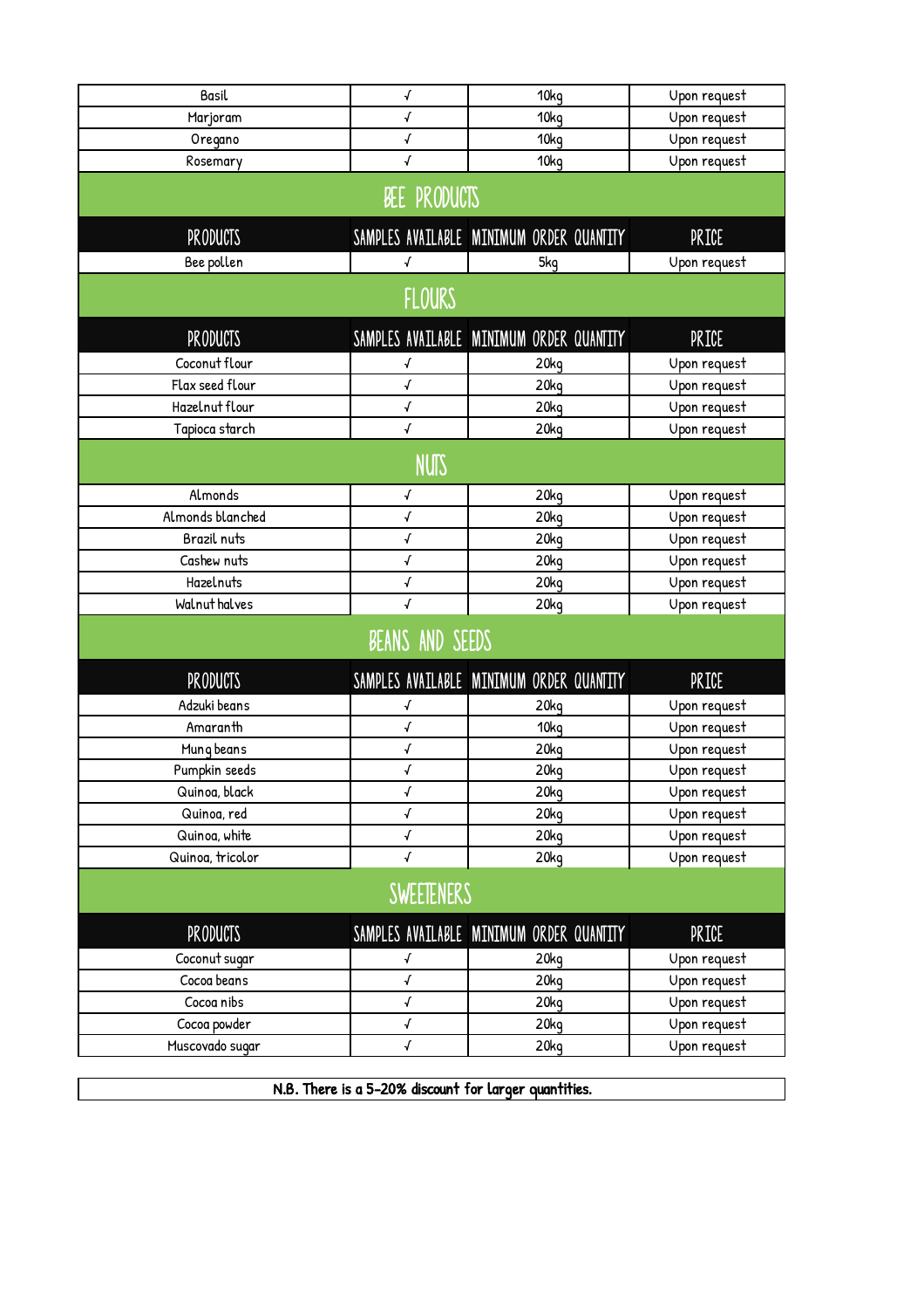| Basil | √ | 10kg | Upon request |
|---|---|---|---|
| Marjoram | √ | 10kg | Upon request |
| Oregano | √ | 10kg | Upon request |
| Rosemary | √ | 10kg | Upon request |

## BEE PRODUCTS

| PRODUCTS | SAMPLES AVAILABLE | MINIMUM ORDER QUANTITY | PRICE |
|---|---|---|---|
| Bee pollen | √ | 5kg | Upon request |

## FLOURS

| PRODUCTS | SAMPLES AVAILABLE | MINIMUM ORDER QUANTITY | PRICE |
|---|---|---|---|
| Coconut flour | √ | 20kg | Upon request |
| Flax seed flour | √ | 20kg | Upon request |
| Hazelnut flour | √ | 20kg | Upon request |
| Tapioca starch | √ | 20kg | Upon request |

## NUTS

| Almonds | √ | 20kg | Upon request |
|---|---|---|---|
| Almonds blanched | √ | 20kg | Upon request |
| Brazil nuts | √ | 20kg | Upon request |
| Cashew nuts | √ | 20kg | Upon request |
| Hazelnuts | √ | 20kg | Upon request |
| Walnut halves | √ | 20kg | Upon request |

## BEANS AND SEEDS

| PRODUCTS | SAMPLES AVAILABLE | MINIMUM ORDER QUANTITY | PRICE |
|---|---|---|---|
| Adzuki beans | √ | 20kg | Upon request |
| Amaranth | √ | 10kg | Upon request |
| Mung beans | √ | 20kg | Upon request |
| Pumpkin seeds | √ | 20kg | Upon request |
| Quinoa, black | √ | 20kg | Upon request |
| Quinoa, red | √ | 20kg | Upon request |
| Quinoa, white | √ | 20kg | Upon request |
| Quinoa, tricolor | √ | 20kg | Upon request |

## SWEETENERS

| PRODUCTS | SAMPLES AVAILABLE | MINIMUM ORDER QUANTITY | PRICE |
|---|---|---|---|
| Coconut sugar | √ | 20kg | Upon request |
| Cocoa beans | √ | 20kg | Upon request |
| Cocoa nibs | √ | 20kg | Upon request |
| Cocoa powder | √ | 20kg | Upon request |
| Muscovado sugar | √ | 20kg | Upon request |

N.B. There is a 5-20% discount for larger quantities.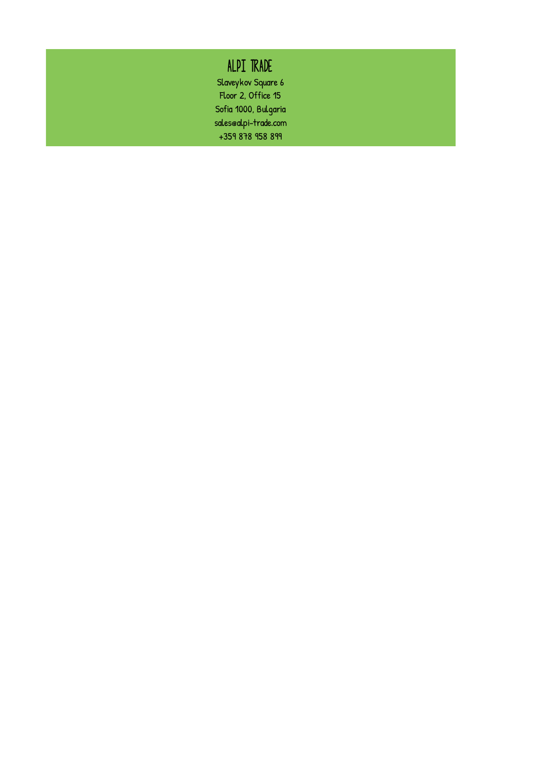# ALPI TRADE

Slaveykov Square 6
Floor 2, Office 15
Sofia 1000, Bulgaria
sales@alpi-trade.com
+359 878 958 899